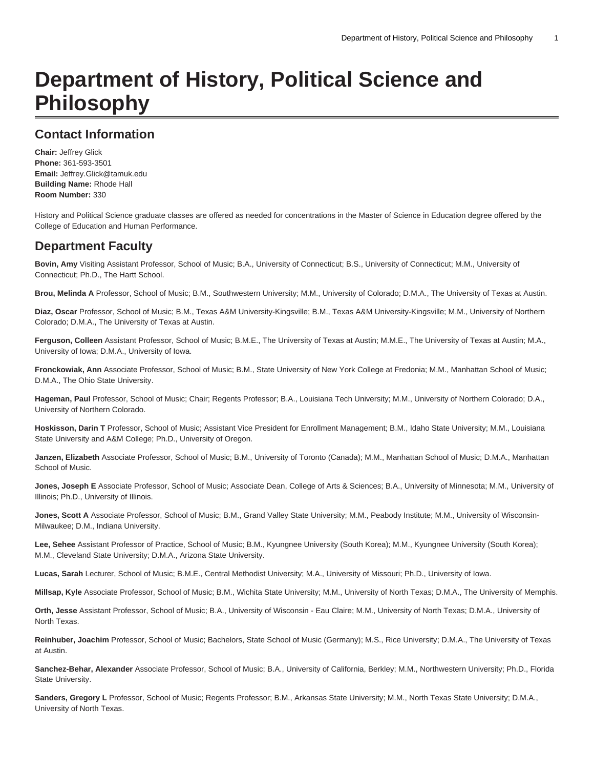# Department of History, Political Science and Philosophy

## Contact Information

**Chair:** Jeffrey Glick
**Phone:** 361-593-3501
**Email:** Jeffrey.Glick@tamuk.edu
**Building Name:** Rhode Hall
**Room Number:** 330

History and Political Science graduate classes are offered as needed for concentrations in the Master of Science in Education degree offered by the College of Education and Human Performance.

## Department Faculty

**Bovin, Amy** Visiting Assistant Professor, School of Music; B.A., University of Connecticut; B.S., University of Connecticut; M.M., University of Connecticut; Ph.D., The Hartt School.

**Brou, Melinda A** Professor, School of Music; B.M., Southwestern University; M.M., University of Colorado; D.M.A., The University of Texas at Austin.

**Diaz, Oscar** Professor, School of Music; B.M., Texas A&M University-Kingsville; B.M., Texas A&M University-Kingsville; M.M., University of Northern Colorado; D.M.A., The University of Texas at Austin.

**Ferguson, Colleen** Assistant Professor, School of Music; B.M.E., The University of Texas at Austin; M.M.E., The University of Texas at Austin; M.A., University of Iowa; D.M.A., University of Iowa.

**Fronckowiak, Ann** Associate Professor, School of Music; B.M., State University of New York College at Fredonia; M.M., Manhattan School of Music; D.M.A., The Ohio State University.

**Hageman, Paul** Professor, School of Music; Chair; Regents Professor; B.A., Louisiana Tech University; M.M., University of Northern Colorado; D.A., University of Northern Colorado.

**Hoskisson, Darin T** Professor, School of Music; Assistant Vice President for Enrollment Management; B.M., Idaho State University; M.M., Louisiana State University and A&M College; Ph.D., University of Oregon.

**Janzen, Elizabeth** Associate Professor, School of Music; B.M., University of Toronto (Canada); M.M., Manhattan School of Music; D.M.A., Manhattan School of Music.

**Jones, Joseph E** Associate Professor, School of Music; Associate Dean, College of Arts & Sciences; B.A., University of Minnesota; M.M., University of Illinois; Ph.D., University of Illinois.

**Jones, Scott A** Associate Professor, School of Music; B.M., Grand Valley State University; M.M., Peabody Institute; M.M., University of Wisconsin-Milwaukee; D.M., Indiana University.

**Lee, Sehee** Assistant Professor of Practice, School of Music; B.M., Kyungnee University (South Korea); M.M., Kyungnee University (South Korea); M.M., Cleveland State University; D.M.A., Arizona State University.

**Lucas, Sarah** Lecturer, School of Music; B.M.E., Central Methodist University; M.A., University of Missouri; Ph.D., University of Iowa.

**Millsap, Kyle** Associate Professor, School of Music; B.M., Wichita State University; M.M., University of North Texas; D.M.A., The University of Memphis.

**Orth, Jesse** Assistant Professor, School of Music; B.A., University of Wisconsin - Eau Claire; M.M., University of North Texas; D.M.A., University of North Texas.

**Reinhuber, Joachim** Professor, School of Music; Bachelors, State School of Music (Germany); M.S., Rice University; D.M.A., The University of Texas at Austin.

**Sanchez-Behar, Alexander** Associate Professor, School of Music; B.A., University of California, Berkley; M.M., Northwestern University; Ph.D., Florida State University.

**Sanders, Gregory L** Professor, School of Music; Regents Professor; B.M., Arkansas State University; M.M., North Texas State University; D.M.A., University of North Texas.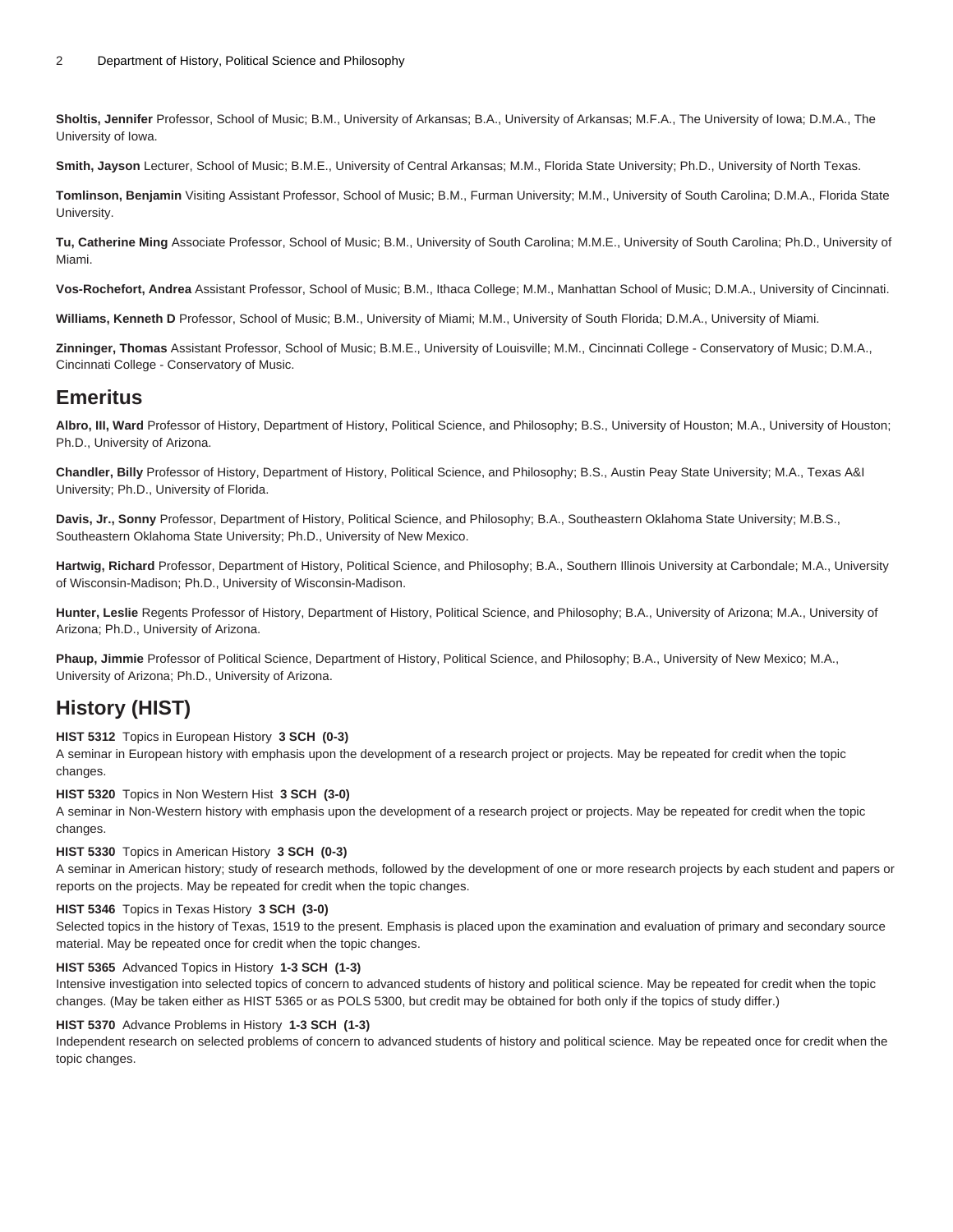**Sholtis, Jennifer** Professor, School of Music; B.M., University of Arkansas; B.A., University of Arkansas; M.F.A., The University of Iowa; D.M.A., The University of Iowa.

**Smith, Jayson** Lecturer, School of Music; B.M.E., University of Central Arkansas; M.M., Florida State University; Ph.D., University of North Texas.

**Tomlinson, Benjamin** Visiting Assistant Professor, School of Music; B.M., Furman University; M.M., University of South Carolina; D.M.A., Florida State University.

**Tu, Catherine Ming** Associate Professor, School of Music; B.M., University of South Carolina; M.M.E., University of South Carolina; Ph.D., University of Miami.

**Vos-Rochefort, Andrea** Assistant Professor, School of Music; B.M., Ithaca College; M.M., Manhattan School of Music; D.M.A., University of Cincinnati.

**Williams, Kenneth D** Professor, School of Music; B.M., University of Miami; M.M., University of South Florida; D.M.A., University of Miami.

**Zinninger, Thomas** Assistant Professor, School of Music; B.M.E., University of Louisville; M.M., Cincinnati College - Conservatory of Music; D.M.A., Cincinnati College - Conservatory of Music.

## Emeritus

**Albro, III, Ward** Professor of History, Department of History, Political Science, and Philosophy; B.S., University of Houston; M.A., University of Houston; Ph.D., University of Arizona.

**Chandler, Billy** Professor of History, Department of History, Political Science, and Philosophy; B.S., Austin Peay State University; M.A., Texas A&I University; Ph.D., University of Florida.

**Davis, Jr., Sonny** Professor, Department of History, Political Science, and Philosophy; B.A., Southeastern Oklahoma State University; M.B.S., Southeastern Oklahoma State University; Ph.D., University of New Mexico.

**Hartwig, Richard** Professor, Department of History, Political Science, and Philosophy; B.A., Southern Illinois University at Carbondale; M.A., University of Wisconsin-Madison; Ph.D., University of Wisconsin-Madison.

**Hunter, Leslie** Regents Professor of History, Department of History, Political Science, and Philosophy; B.A., University of Arizona; M.A., University of Arizona; Ph.D., University of Arizona.

**Phaup, Jimmie** Professor of Political Science, Department of History, Political Science, and Philosophy; B.A., University of New Mexico; M.A., University of Arizona; Ph.D., University of Arizona.

## History (HIST)

**HIST 5312** Topics in European History **3 SCH (0-3)**
A seminar in European history with emphasis upon the development of a research project or projects. May be repeated for credit when the topic changes.

**HIST 5320** Topics in Non Western Hist **3 SCH (3-0)**
A seminar in Non-Western history with emphasis upon the development of a research project or projects. May be repeated for credit when the topic changes.

**HIST 5330** Topics in American History **3 SCH (0-3)**
A seminar in American history; study of research methods, followed by the development of one or more research projects by each student and papers or reports on the projects. May be repeated for credit when the topic changes.

**HIST 5346** Topics in Texas History **3 SCH (3-0)**
Selected topics in the history of Texas, 1519 to the present. Emphasis is placed upon the examination and evaluation of primary and secondary source material. May be repeated once for credit when the topic changes.

**HIST 5365** Advanced Topics in History **1-3 SCH (1-3)**
Intensive investigation into selected topics of concern to advanced students of history and political science. May be repeated for credit when the topic changes. (May be taken either as HIST 5365 or as POLS 5300, but credit may be obtained for both only if the topics of study differ.)

**HIST 5370** Advance Problems in History **1-3 SCH (1-3)**
Independent research on selected problems of concern to advanced students of history and political science. May be repeated once for credit when the topic changes.